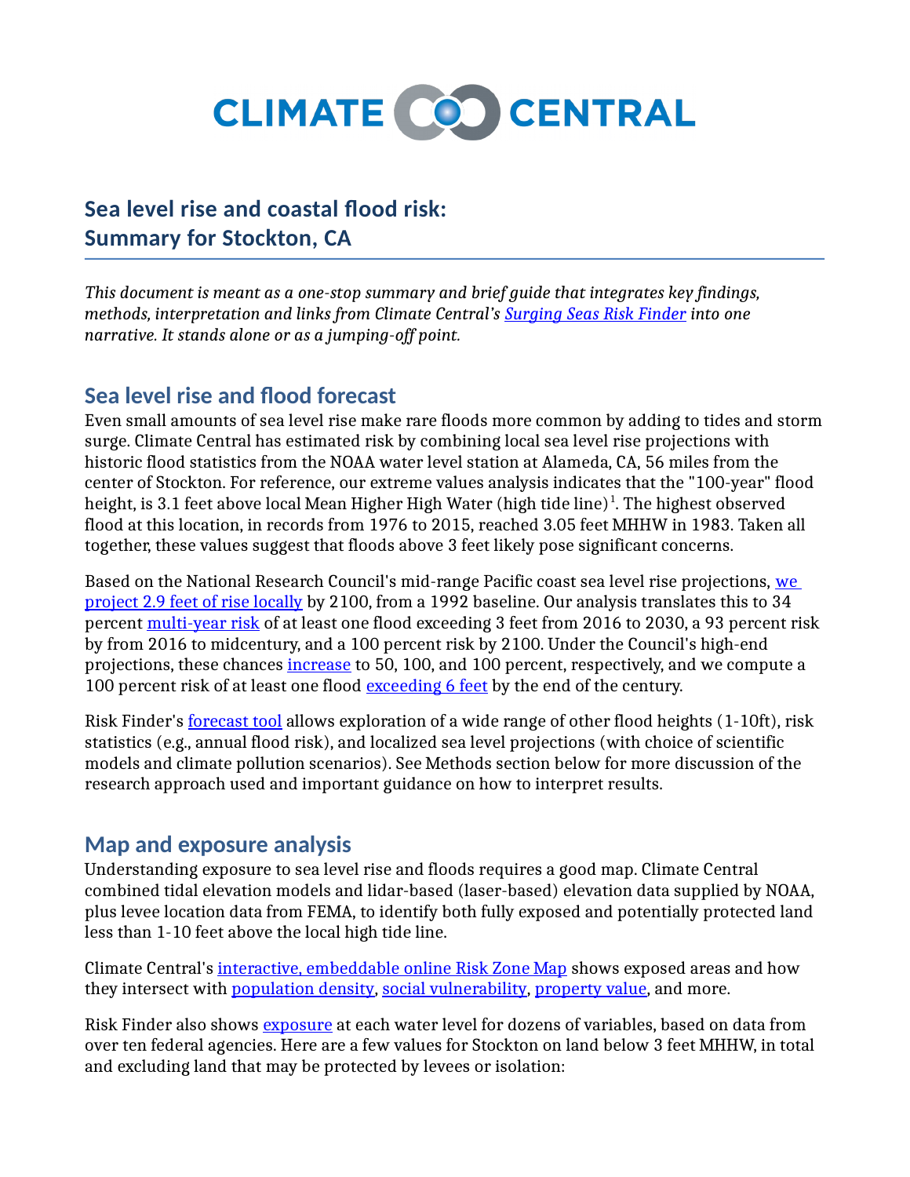# Sea level rise and coastal flood risk: Summary for Stockton, CA

*This document is meant as a one-stop summary and brief guide that integrates key findings, methods, interpretation and links from Climate Central's Surging Seas Risk Finder into one narrative. It stands alone or as a jumping-off point.*

## Sea level rise and flood forecast

Even small amounts of sea level rise make rare floods more common by adding to tides and storm surge. Climate Central has estimated risk by combining local sea level rise projections with historic flood statistics from the NOAA water level station at Alameda, CA, 56 miles from the center of Stockton. For reference, our extreme values analysis indicates that the "100-year" flood height, is 3.1 feet above local Mean Higher High Water (high tide line)[1]. The highest observed flood at this location, in records from 1976 to 2015, reached 3.05 feet MHHW in 1983. Taken all together, these values suggest that floods above 3 feet likely pose significant concerns.

Based on the National Research Council's mid-range Pacific coast sea level rise projections, we project 2.9 feet of rise locally by 2100, from a 1992 baseline. Our analysis translates this to 34 percent multi-year risk of at least one flood exceeding 3 feet from 2016 to 2030, a 93 percent risk by from 2016 to midcentury, and a 100 percent risk by 2100. Under the Council's high-end projections, these chances increase to 50, 100, and 100 percent, respectively, and we compute a 100 percent risk of at least one flood exceeding 6 feet by the end of the century.

Risk Finder's forecast tool allows exploration of a wide range of other flood heights (1-10ft), risk statistics (e.g., annual flood risk), and localized sea level projections (with choice of scientific models and climate pollution scenarios). See Methods section below for more discussion of the research approach used and important guidance on how to interpret results.

## Map and exposure analysis

Understanding exposure to sea level rise and floods requires a good map. Climate Central combined tidal elevation models and lidar-based (laser-based) elevation data supplied by NOAA, plus levee location data from FEMA, to identify both fully exposed and potentially protected land less than 1-10 feet above the local high tide line.

Climate Central's interactive, embeddable online Risk Zone Map shows exposed areas and how they intersect with population density, social vulnerability, property value, and more.

Risk Finder also shows exposure at each water level for dozens of variables, based on data from over ten federal agencies. Here are a few values for Stockton on land below 3 feet MHHW, in total and excluding land that may be protected by levees or isolation: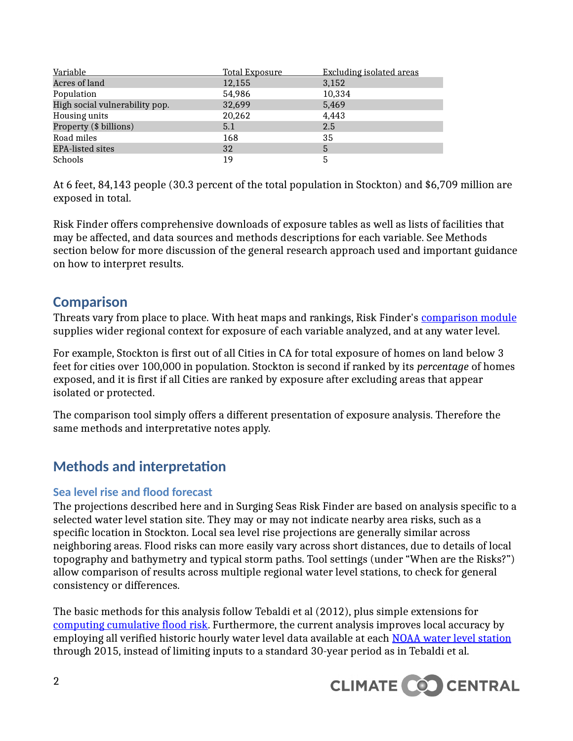| Variable | Total Exposure | Excluding isolated areas |
|---|---|---|
| Acres of land | 12,155 | 3,152 |
| Population | 54,986 | 10,334 |
| High social vulnerability pop. | 32,699 | 5,469 |
| Housing units | 20,262 | 4,443 |
| Property ($ billions) | 5.1 | 2.5 |
| Road miles | 168 | 35 |
| EPA-listed sites | 32 | 5 |
| Schools | 19 | 5 |

At 6 feet, 84,143 people (30.3 percent of the total population in Stockton) and $6,709 million are exposed in total.

Risk Finder offers comprehensive downloads of exposure tables as well as lists of facilities that may be affected, and data sources and methods descriptions for each variable. See Methods section below for more discussion of the general research approach used and important guidance on how to interpret results.

## Comparison

Threats vary from place to place. With heat maps and rankings, Risk Finder's comparison module supplies wider regional context for exposure of each variable analyzed, and at any water level.

For example, Stockton is first out of all Cities in CA for total exposure of homes on land below 3 feet for cities over 100,000 in population. Stockton is second if ranked by its *percentage* of homes exposed, and it is first if all Cities are ranked by exposure after excluding areas that appear isolated or protected.

The comparison tool simply offers a different presentation of exposure analysis. Therefore the same methods and interpretative notes apply.

## Methods and interpretation

### Sea level rise and flood forecast

The projections described here and in Surging Seas Risk Finder are based on analysis specific to a selected water level station site. They may or may not indicate nearby area risks, such as a specific location in Stockton. Local sea level rise projections are generally similar across neighboring areas. Flood risks can more easily vary across short distances, due to details of local topography and bathymetry and typical storm paths. Tool settings (under "When are the Risks?") allow comparison of results across multiple regional water level stations, to check for general consistency or differences.

The basic methods for this analysis follow Tebaldi et al (2012), plus simple extensions for computing cumulative flood risk. Furthermore, the current analysis improves local accuracy by employing all verified historic hourly water level data available at each NOAA water level station through 2015, instead of limiting inputs to a standard 30-year period as in Tebaldi et al.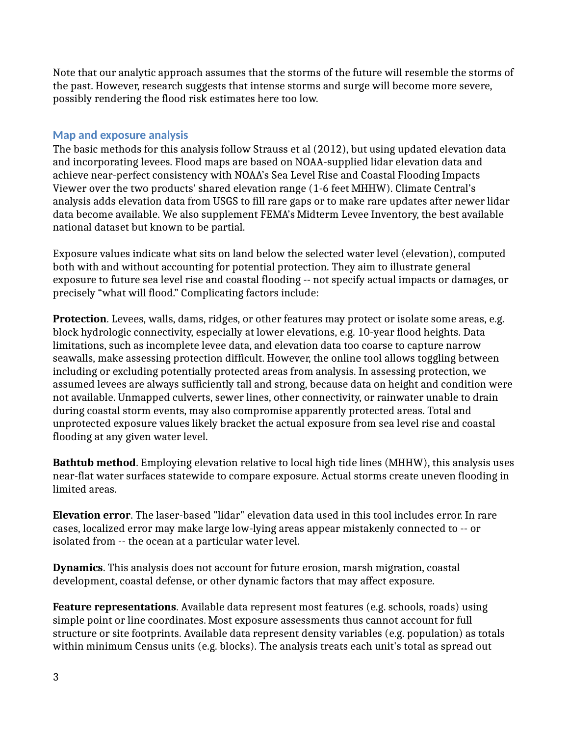Note that our analytic approach assumes that the storms of the future will resemble the storms of the past. However, research suggests that intense storms and surge will become more severe, possibly rendering the flood risk estimates here too low.

## Map and exposure analysis

The basic methods for this analysis follow Strauss et al (2012), but using updated elevation data and incorporating levees. Flood maps are based on NOAA-supplied lidar elevation data and achieve near-perfect consistency with NOAA's Sea Level Rise and Coastal Flooding Impacts Viewer over the two products' shared elevation range (1-6 feet MHHW). Climate Central's analysis adds elevation data from USGS to fill rare gaps or to make rare updates after newer lidar data become available. We also supplement FEMA's Midterm Levee Inventory, the best available national dataset but known to be partial.

Exposure values indicate what sits on land below the selected water level (elevation), computed both with and without accounting for potential protection. They aim to illustrate general exposure to future sea level rise and coastal flooding -- not specify actual impacts or damages, or precisely "what will flood." Complicating factors include:

**Protection**. Levees, walls, dams, ridges, or other features may protect or isolate some areas, e.g. block hydrologic connectivity, especially at lower elevations, e.g. 10-year flood heights. Data limitations, such as incomplete levee data, and elevation data too coarse to capture narrow seawalls, make assessing protection difficult. However, the online tool allows toggling between including or excluding potentially protected areas from analysis. In assessing protection, we assumed levees are always sufficiently tall and strong, because data on height and condition were not available. Unmapped culverts, sewer lines, other connectivity, or rainwater unable to drain during coastal storm events, may also compromise apparently protected areas. Total and unprotected exposure values likely bracket the actual exposure from sea level rise and coastal flooding at any given water level.

**Bathtub method**. Employing elevation relative to local high tide lines (MHHW), this analysis uses near-flat water surfaces statewide to compare exposure. Actual storms create uneven flooding in limited areas.

**Elevation error**. The laser-based "lidar" elevation data used in this tool includes error. In rare cases, localized error may make large low-lying areas appear mistakenly connected to -- or isolated from -- the ocean at a particular water level.

**Dynamics**. This analysis does not account for future erosion, marsh migration, coastal development, coastal defense, or other dynamic factors that may affect exposure.

**Feature representations**. Available data represent most features (e.g. schools, roads) using simple point or line coordinates. Most exposure assessments thus cannot account for full structure or site footprints. Available data represent density variables (e.g. population) as totals within minimum Census units (e.g. blocks). The analysis treats each unit's total as spread out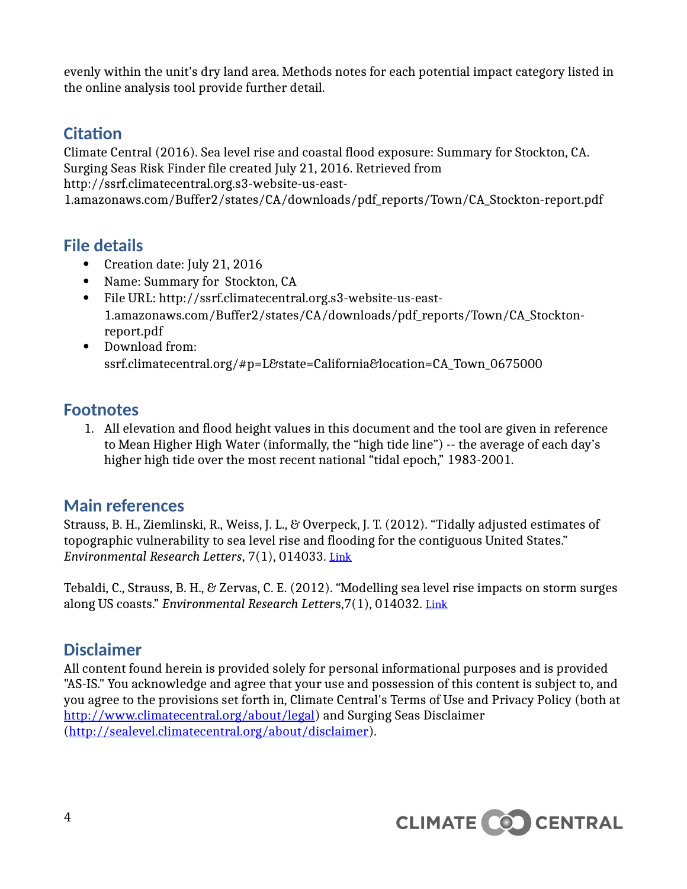evenly within the unit's dry land area. Methods notes for each potential impact category listed in the online analysis tool provide further detail.

## Citation

Climate Central (2016). Sea level rise and coastal flood exposure: Summary for Stockton, CA. Surging Seas Risk Finder file created July 21, 2016. Retrieved from http://ssrf.climatecentral.org.s3-website-us-east-1.amazonaws.com/Buffer2/states/CA/downloads/pdf_reports/Town/CA_Stockton-report.pdf

## File details

- Creation date: July 21, 2016
- Name: Summary for Stockton, CA
- File URL: http://ssrf.climatecentral.org.s3-website-us-east-1.amazonaws.com/Buffer2/states/CA/downloads/pdf_reports/Town/CA_Stockton-report.pdf
- Download from: ssrf.climatecentral.org/#p=L&state=California&location=CA_Town_0675000

## Footnotes

1. All elevation and flood height values in this document and the tool are given in reference to Mean Higher High Water (informally, the "high tide line") -- the average of each day's higher high tide over the most recent national "tidal epoch," 1983-2001.

## Main references

Strauss, B. H., Ziemlinski, R., Weiss, J. L., & Overpeck, J. T. (2012). "Tidally adjusted estimates of topographic vulnerability to sea level rise and flooding for the contiguous United States." *Environmental Research Letters*, 7(1), 014033. Link

Tebaldi, C., Strauss, B. H., & Zervas, C. E. (2012). "Modelling sea level rise impacts on storm surges along US coasts." *Environmental Research Letters*,7(1), 014032. Link

## Disclaimer

All content found herein is provided solely for personal informational purposes and is provided "AS-IS." You acknowledge and agree that your use and possession of this content is subject to, and you agree to the provisions set forth in, Climate Central's Terms of Use and Privacy Policy (both at http://www.climatecentral.org/about/legal) and Surging Seas Disclaimer (http://sealevel.climatecentral.org/about/disclaimer).